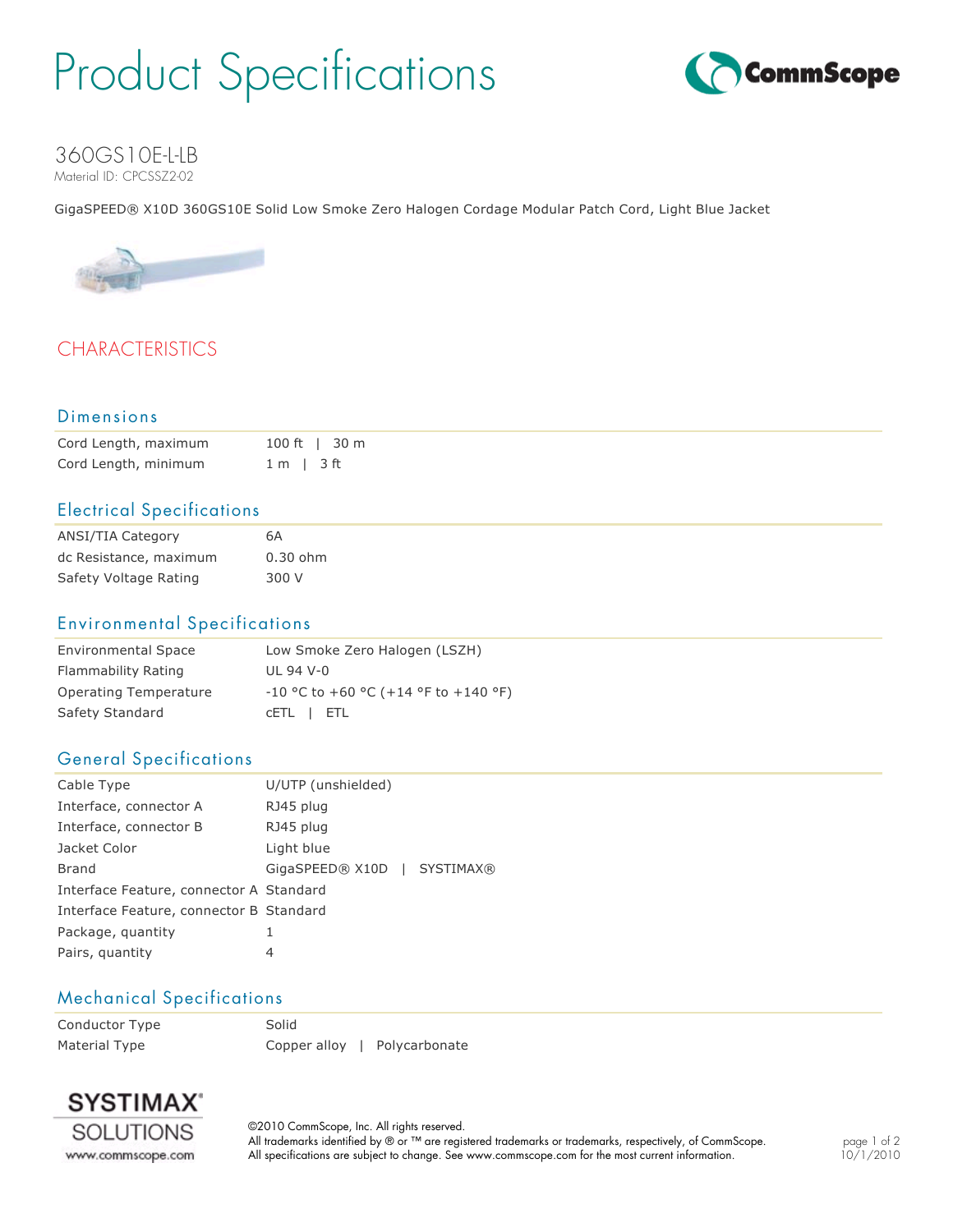# Product Specifications

## 360GS10E-L-LB

Material ID: CPCSSZ2-02

GigaSPEED® X10D 360GS10E Solid Low Smoke Zero Halogen Cordage Modular Patch Cord, Light Blue Jacket

## CHARACTERISTICS

### Dimensions

| | |
|---|---|
| Cord Length, maximum | 100 ft \| 30 m |
| Cord Length, minimum | 1 m \| 3 ft |

### Electrical Specifications

| | |
|---|---|
| ANSI/TIA Category | 6A |
| dc Resistance, maximum | 0.30 ohm |
| Safety Voltage Rating | 300 V |

### Environmental Specifications

| | |
|---|---|
| Environmental Space | Low Smoke Zero Halogen (LSZH) |
| Flammability Rating | UL 94 V-0 |
| Operating Temperature | -10 °C to +60 °C (+14 °F to +140 °F) |
| Safety Standard | cETL \| ETL |

### General Specifications

| | |
|---|---|
| Cable Type | U/UTP (unshielded) |
| Interface, connector A | RJ45 plug |
| Interface, connector B | RJ45 plug |
| Jacket Color | Light blue |
| Brand | GigaSPEED® X10D \| SYSTIMAX® |
| Interface Feature, connector A | Standard |
| Interface Feature, connector B | Standard |
| Package, quantity | 1 |
| Pairs, quantity | 4 |

### Mechanical Specifications

| | |
|---|---|
| Conductor Type | Solid |
| Material Type | Copper alloy \| Polycarbonate |

©2010 CommScope, Inc. All rights reserved.
All trademarks identified by ® or ™ are registered trademarks or trademarks, respectively, of CommScope.
All specifications are subject to change. See www.commscope.com for the most current information.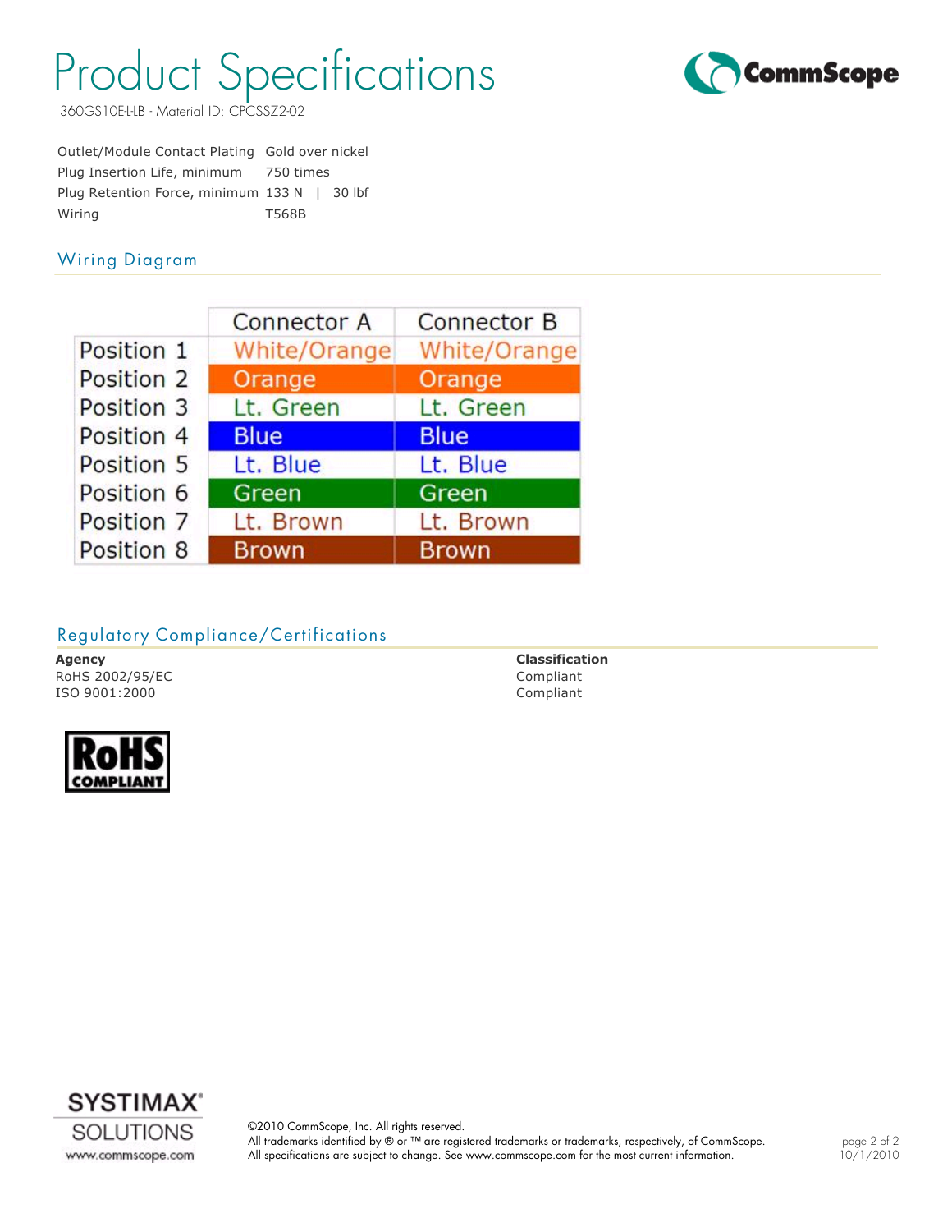# Product Specifications

360GS10E-I-LB - Material ID: CPCSSZ2-02

| | |
|---|---|
| Outlet/Module Contact Plating | Gold over nickel |
| Plug Insertion Life, minimum | 750 times |
| Plug Retention Force, minimum | 133 N \| 30 lbf |
| Wiring | T568B |

## Wiring Diagram

| | Connector A | Connector B |
|---|---|---|
| Position 1 | White/Orange | White/Orange |
| Position 2 | Orange | Orange |
| Position 3 | Lt. Green | Lt. Green |
| Position 4 | Blue | Blue |
| Position 5 | Lt. Blue | Lt. Blue |
| Position 6 | Green | Green |
| Position 7 | Lt. Brown | Lt. Brown |
| Position 8 | Brown | Brown |

## Regulatory Compliance/Certifications

| Agency | Classification |
|---|---|
| RoHS 2002/95/EC | Compliant |
| ISO 9001:2000 | Compliant |

RoHS COMPLIANT

SYSTIMAX® SOLUTIONS
www.commscope.com

©2010 CommScope, Inc. All rights reserved.
All trademarks identified by ® or ™ are registered trademarks or trademarks, respectively, of CommScope.
All specifications are subject to change. See www.commscope.com for the most current information.

10/1/2010